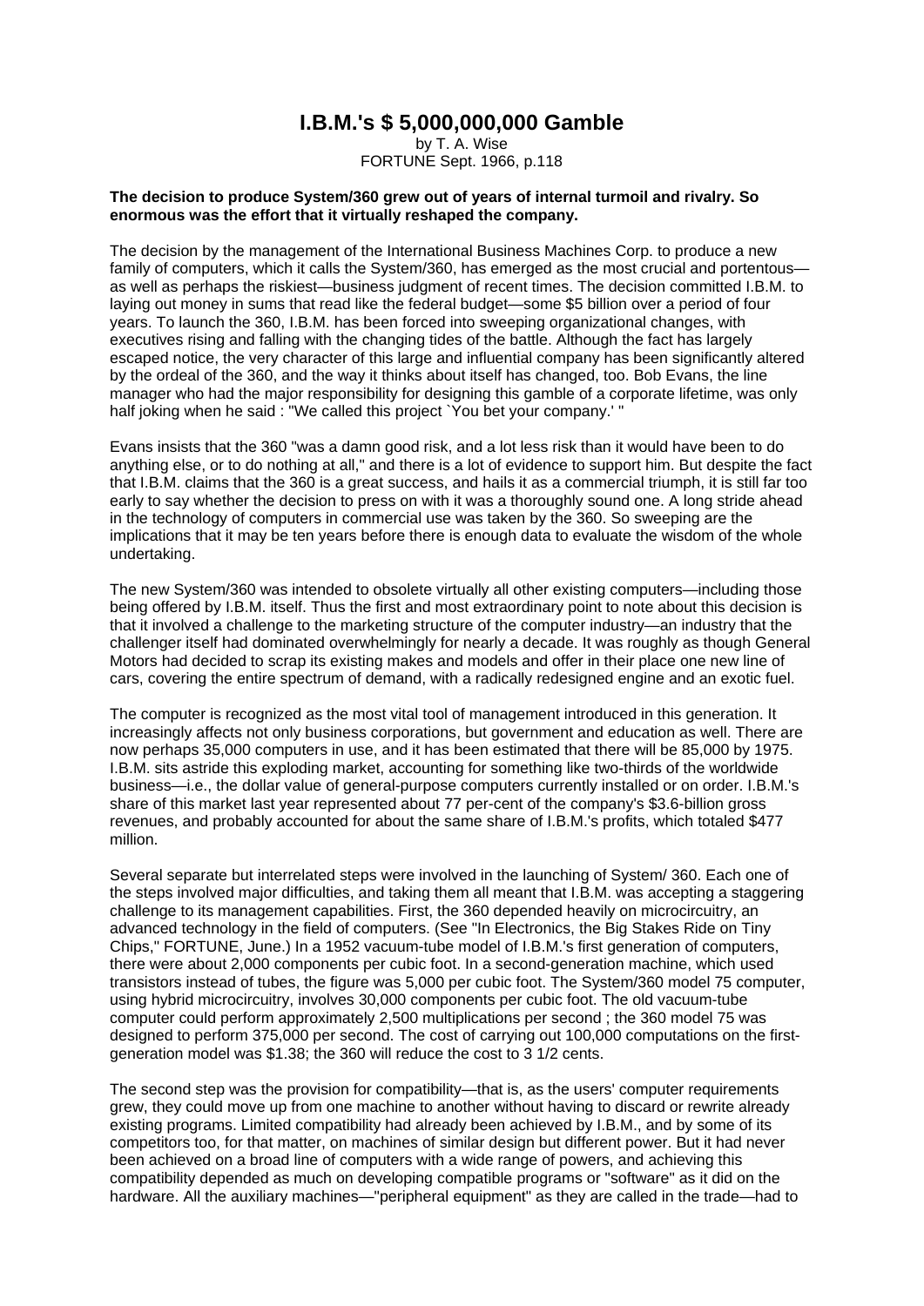# I.B.M.'s $ 5,000,000,000 Gamble

by T. A. Wise
FORTUNE Sept. 1966, p.118

**The decision to produce System/360 grew out of years of internal turmoil and rivalry. So enormous was the effort that it virtually reshaped the company.**

The decision by the management of the International Business Machines Corp. to produce a new family of computers, which it calls the System/360, has emerged as the most crucial and portentous—as well as perhaps the riskiest—business judgment of recent times. The decision committed I.B.M. to laying out money in sums that read like the federal budget—some $5 billion over a period of four years. To launch the 360, I.B.M. has been forced into sweeping organizational changes, with executives rising and falling with the changing tides of the battle. Although the fact has largely escaped notice, the very character of this large and influential company has been significantly altered by the ordeal of the 360, and the way it thinks about itself has changed, too. Bob Evans, the line manager who had the major responsibility for designing this gamble of a corporate lifetime, was only half joking when he said : "We called this project `You bet your company.' "

Evans insists that the 360 "was a damn good risk, and a lot less risk than it would have been to do anything else, or to do nothing at all," and there is a lot of evidence to support him. But despite the fact that I.B.M. claims that the 360 is a great success, and hails it as a commercial triumph, it is still far too early to say whether the decision to press on with it was a thoroughly sound one. A long stride ahead in the technology of computers in commercial use was taken by the 360. So sweeping are the implications that it may be ten years before there is enough data to evaluate the wisdom of the whole undertaking.

The new System/360 was intended to obsolete virtually all other existing computers—including those being offered by I.B.M. itself. Thus the first and most extraordinary point to note about this decision is that it involved a challenge to the marketing structure of the computer industry—an industry that the challenger itself had dominated overwhelmingly for nearly a decade. It was roughly as though General Motors had decided to scrap its existing makes and models and offer in their place one new line of cars, covering the entire spectrum of demand, with a radically redesigned engine and an exotic fuel.

The computer is recognized as the most vital tool of management introduced in this generation. It increasingly affects not only business corporations, but government and education as well. There are now perhaps 35,000 computers in use, and it has been estimated that there will be 85,000 by 1975. I.B.M. sits astride this exploding market, accounting for something like two-thirds of the worldwide business—i.e., the dollar value of general-purpose computers currently installed or on order. I.B.M.'s share of this market last year represented about 77 per-cent of the company's $3.6-billion gross revenues, and probably accounted for about the same share of I.B.M.'s profits, which totaled $477 million.

Several separate but interrelated steps were involved in the launching of System/ 360. Each one of the steps involved major difficulties, and taking them all meant that I.B.M. was accepting a staggering challenge to its management capabilities. First, the 360 depended heavily on microcircuitry, an advanced technology in the field of computers. (See "In Electronics, the Big Stakes Ride on Tiny Chips," FORTUNE, June.) In a 1952 vacuum-tube model of I.B.M.'s first generation of computers, there were about 2,000 components per cubic foot. In a second-generation machine, which used transistors instead of tubes, the figure was 5,000 per cubic foot. The System/360 model 75 computer, using hybrid microcircuitry, involves 30,000 components per cubic foot. The old vacuum-tube computer could perform approximately 2,500 multiplications per second ; the 360 model 75 was designed to perform 375,000 per second. The cost of carrying out 100,000 computations on the first-generation model was $1.38; the 360 will reduce the cost to 3 1/2 cents.

The second step was the provision for compatibility—that is, as the users' computer requirements grew, they could move up from one machine to another without having to discard or rewrite already existing programs. Limited compatibility had already been achieved by I.B.M., and by some of its competitors too, for that matter, on machines of similar design but different power. But it had never been achieved on a broad line of computers with a wide range of powers, and achieving this compatibility depended as much on developing compatible programs or "software" as it did on the hardware. All the auxiliary machines—"peripheral equipment" as they are called in the trade—had to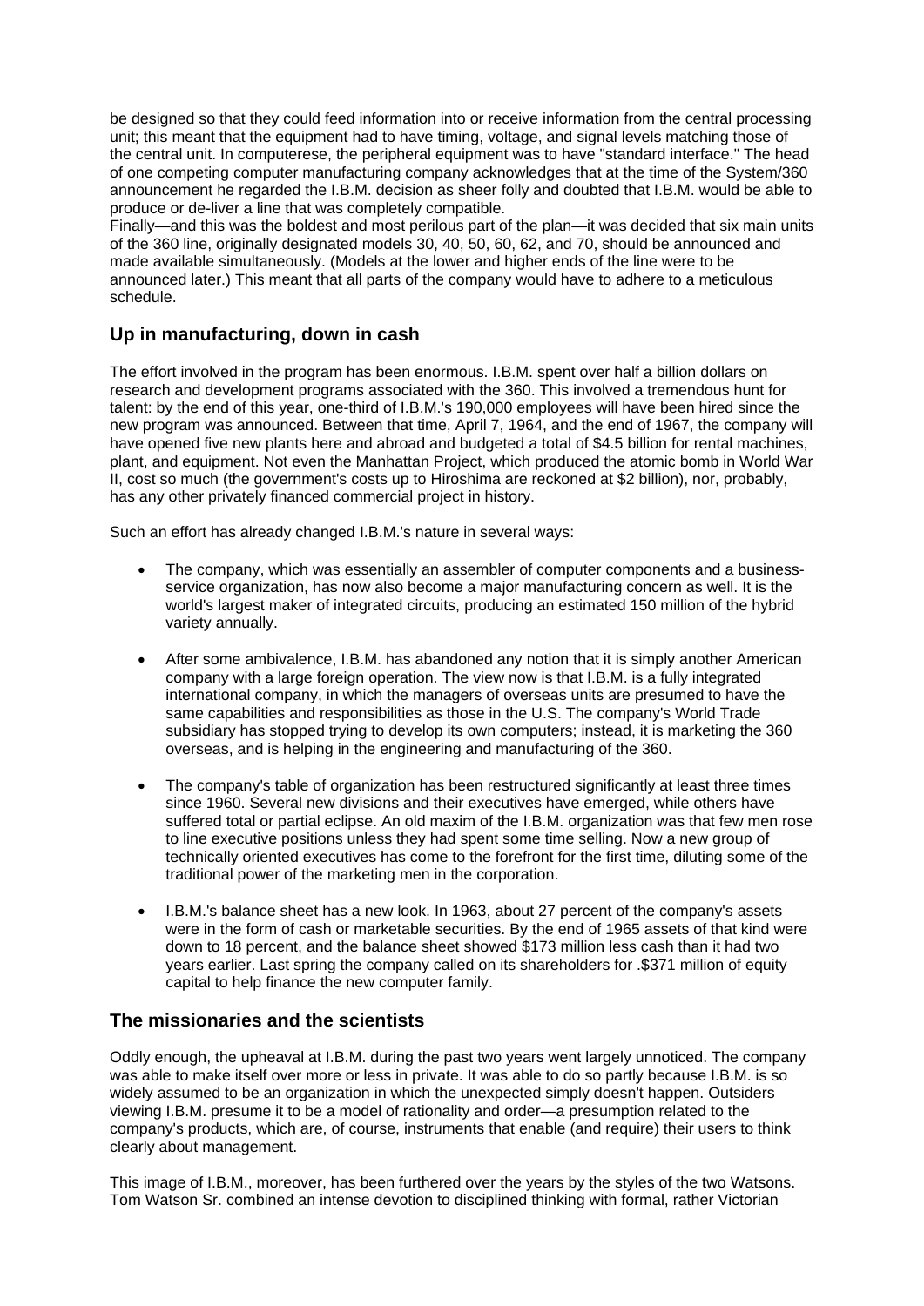be designed so that they could feed information into or receive information from the central processing unit; this meant that the equipment had to have timing, voltage, and signal levels matching those of the central unit. In computerese, the peripheral equipment was to have "standard interface." The head of one competing computer manufacturing company acknowledges that at the time of the System/360 announcement he regarded the I.B.M. decision as sheer folly and doubted that I.B.M. would be able to produce or de-liver a line that was completely compatible.

Finally—and this was the boldest and most perilous part of the plan—it was decided that six main units of the 360 line, originally designated models 30, 40, 50, 60, 62, and 70, should be announced and made available simultaneously. (Models at the lower and higher ends of the line were to be announced later.) This meant that all parts of the company would have to adhere to a meticulous schedule.

## Up in manufacturing, down in cash

The effort involved in the program has been enormous. I.B.M. spent over half a billion dollars on research and development programs associated with the 360. This involved a tremendous hunt for talent: by the end of this year, one-third of I.B.M.'s 190,000 employees will have been hired since the new program was announced. Between that time, April 7, 1964, and the end of 1967, the company will have opened five new plants here and abroad and budgeted a total of $4.5 billion for rental machines, plant, and equipment. Not even the Manhattan Project, which produced the atomic bomb in World War II, cost so much (the government's costs up to Hiroshima are reckoned at $2 billion), nor, probably, has any other privately financed commercial project in history.

Such an effort has already changed I.B.M.'s nature in several ways:

- The company, which was essentially an assembler of computer components and a business-service organization, has now also become a major manufacturing concern as well. It is the world's largest maker of integrated circuits, producing an estimated 150 million of the hybrid variety annually.
- After some ambivalence, I.B.M. has abandoned any notion that it is simply another American company with a large foreign operation. The view now is that I.B.M. is a fully integrated international company, in which the managers of overseas units are presumed to have the same capabilities and responsibilities as those in the U.S. The company's World Trade subsidiary has stopped trying to develop its own computers; instead, it is marketing the 360 overseas, and is helping in the engineering and manufacturing of the 360.
- The company's table of organization has been restructured significantly at least three times since 1960. Several new divisions and their executives have emerged, while others have suffered total or partial eclipse. An old maxim of the I.B.M. organization was that few men rose to line executive positions unless they had spent some time selling. Now a new group of technically oriented executives has come to the forefront for the first time, diluting some of the traditional power of the marketing men in the corporation.
- I.B.M.'s balance sheet has a new look. In 1963, about 27 percent of the company's assets were in the form of cash or marketable securities. By the end of 1965 assets of that kind were down to 18 percent, and the balance sheet showed $173 million less cash than it had two years earlier. Last spring the company called on its shareholders for .$371 million of equity capital to help finance the new computer family.

## The missionaries and the scientists

Oddly enough, the upheaval at I.B.M. during the past two years went largely unnoticed. The company was able to make itself over more or less in private. It was able to do so partly because I.B.M. is so widely assumed to be an organization in which the unexpected simply doesn't happen. Outsiders viewing I.B.M. presume it to be a model of rationality and order—a presumption related to the company's products, which are, of course, instruments that enable (and require) their users to think clearly about management.

This image of I.B.M., moreover, has been furthered over the years by the styles of the two Watsons. Tom Watson Sr. combined an intense devotion to disciplined thinking with formal, rather Victorian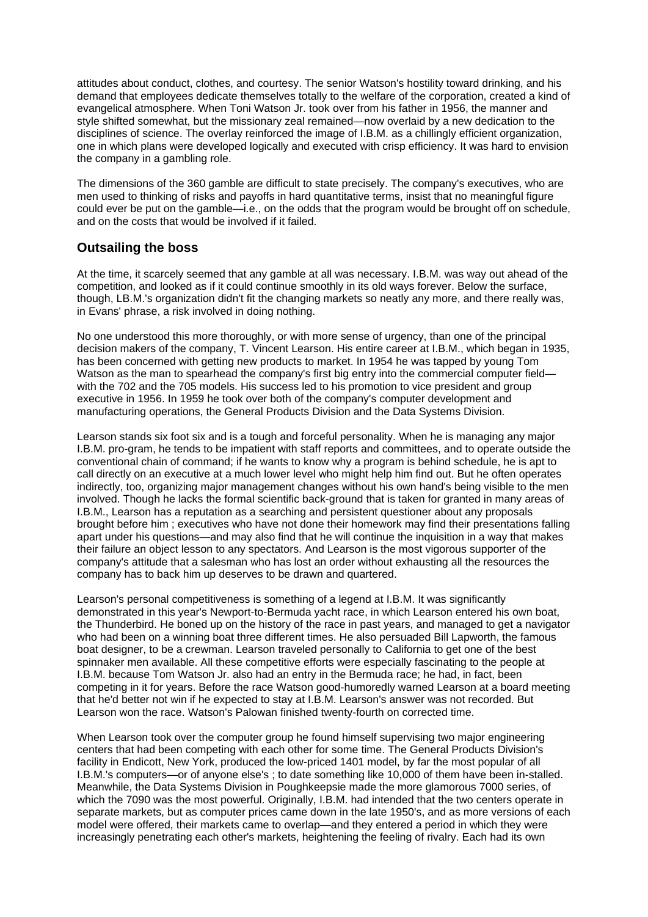attitudes about conduct, clothes, and courtesy. The senior Watson's hostility toward drinking, and his demand that employees dedicate themselves totally to the welfare of the corporation, created a kind of evangelical atmosphere. When Toni Watson Jr. took over from his father in 1956, the manner and style shifted somewhat, but the missionary zeal remained—now overlaid by a new dedication to the disciplines of science. The overlay reinforced the image of I.B.M. as a chillingly efficient organization, one in which plans were developed logically and executed with crisp efficiency. It was hard to envision the company in a gambling role.

The dimensions of the 360 gamble are difficult to state precisely. The company's executives, who are men used to thinking of risks and payoffs in hard quantitative terms, insist that no meaningful figure could ever be put on the gamble—i.e., on the odds that the program would be brought off on schedule, and on the costs that would be involved if it failed.

## Outsailing the boss

At the time, it scarcely seemed that any gamble at all was necessary. I.B.M. was way out ahead of the competition, and looked as if it could continue smoothly in its old ways forever. Below the surface, though, LB.M.'s organization didn't fit the changing markets so neatly any more, and there really was, in Evans' phrase, a risk involved in doing nothing.

No one understood this more thoroughly, or with more sense of urgency, than one of the principal decision makers of the company, T. Vincent Learson. His entire career at I.B.M., which began in 1935, has been concerned with getting new products to market. In 1954 he was tapped by young Tom Watson as the man to spearhead the company's first big entry into the commercial computer field—with the 702 and the 705 models. His success led to his promotion to vice president and group executive in 1956. In 1959 he took over both of the company's computer development and manufacturing operations, the General Products Division and the Data Systems Division.

Learson stands six foot six and is a tough and forceful personality. When he is managing any major I.B.M. pro-gram, he tends to be impatient with staff reports and committees, and to operate outside the conventional chain of command; if he wants to know why a program is behind schedule, he is apt to call directly on an executive at a much lower level who might help him find out. But he often operates indirectly, too, organizing major management changes without his own hand's being visible to the men involved. Though he lacks the formal scientific back-ground that is taken for granted in many areas of I.B.M., Learson has a reputation as a searching and persistent questioner about any proposals brought before him ; executives who have not done their homework may find their presentations falling apart under his questions—and may also find that he will continue the inquisition in a way that makes their failure an object lesson to any spectators. And Learson is the most vigorous supporter of the company's attitude that a salesman who has lost an order without exhausting all the resources the company has to back him up deserves to be drawn and quartered.

Learson's personal competitiveness is something of a legend at I.B.M. It was significantly demonstrated in this year's Newport-to-Bermuda yacht race, in which Learson entered his own boat, the Thunderbird. He boned up on the history of the race in past years, and managed to get a navigator who had been on a winning boat three different times. He also persuaded Bill Lapworth, the famous boat designer, to be a crewman. Learson traveled personally to California to get one of the best spinnaker men available. All these competitive efforts were especially fascinating to the people at I.B.M. because Tom Watson Jr. also had an entry in the Bermuda race; he had, in fact, been competing in it for years. Before the race Watson good-humoredly warned Learson at a board meeting that he'd better not win if he expected to stay at I.B.M. Learson's answer was not recorded. But Learson won the race. Watson's Palowan finished twenty-fourth on corrected time.

When Learson took over the computer group he found himself supervising two major engineering centers that had been competing with each other for some time. The General Products Division's facility in Endicott, New York, produced the low-priced 1401 model, by far the most popular of all I.B.M.'s computers—or of anyone else's ; to date something like 10,000 of them have been in-stalled. Meanwhile, the Data Systems Division in Poughkeepsie made the more glamorous 7000 series, of which the 7090 was the most powerful. Originally, I.B.M. had intended that the two centers operate in separate markets, but as computer prices came down in the late 1950's, and as more versions of each model were offered, their markets came to overlap—and they entered a period in which they were increasingly penetrating each other's markets, heightening the feeling of rivalry. Each had its own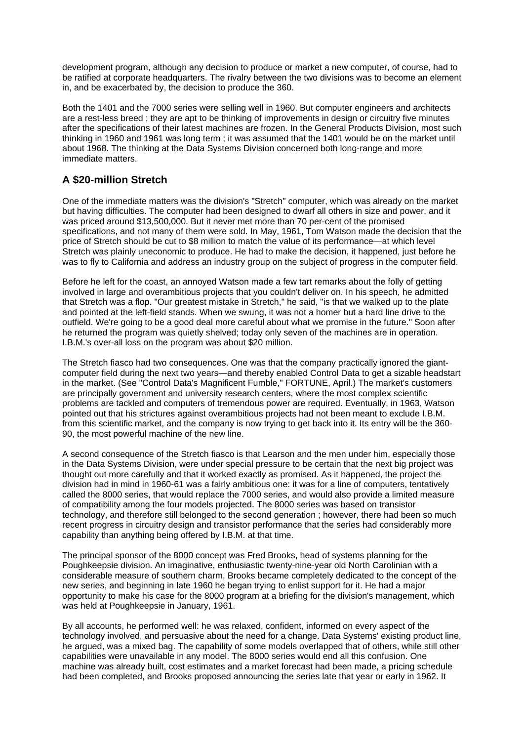development program, although any decision to produce or market a new computer, of course, had to be ratified at corporate headquarters. The rivalry between the two divisions was to become an element in, and be exacerbated by, the decision to produce the 360.

Both the 1401 and the 7000 series were selling well in 1960. But computer engineers and architects are a rest-less breed ; they are apt to be thinking of improvements in design or circuitry five minutes after the specifications of their latest machines are frozen. In the General Products Division, most such thinking in 1960 and 1961 was long term ; it was assumed that the 1401 would be on the market until about 1968. The thinking at the Data Systems Division concerned both long-range and more immediate matters.

### A $20-million Stretch

One of the immediate matters was the division's "Stretch" computer, which was already on the market but having difficulties. The computer had been designed to dwarf all others in size and power, and it was priced around $13,500,000. But it never met more than 70 per-cent of the promised specifications, and not many of them were sold. In May, 1961, Tom Watson made the decision that the price of Stretch should be cut to $8 million to match the value of its performance—at which level Stretch was plainly uneconomic to produce. He had to make the decision, it happened, just before he was to fly to California and address an industry group on the subject of progress in the computer field.

Before he left for the coast, an annoyed Watson made a few tart remarks about the folly of getting involved in large and overambitious projects that you couldn't deliver on. In his speech, he admitted that Stretch was a flop. "Our greatest mistake in Stretch," he said, "is that we walked up to the plate and pointed at the left-field stands. When we swung, it was not a homer but a hard line drive to the outfield. We're going to be a good deal more careful about what we promise in the future." Soon after he returned the program was quietly shelved; today only seven of the machines are in operation. I.B.M.'s over-all loss on the program was about $20 million.

The Stretch fiasco had two consequences. One was that the company practically ignored the giant-computer field during the next two years—and thereby enabled Control Data to get a sizable headstart in the market. (See "Control Data's Magnificent Fumble," FORTUNE, April.) The market's customers are principally government and university research centers, where the most complex scientific problems are tackled and computers of tremendous power are required. Eventually, in 1963, Watson pointed out that his strictures against overambitious projects had not been meant to exclude I.B.M. from this scientific market, and the company is now trying to get back into it. Its entry will be the 360-90, the most powerful machine of the new line.

A second consequence of the Stretch fiasco is that Learson and the men under him, especially those in the Data Systems Division, were under special pressure to be certain that the next big project was thought out more carefully and that it worked exactly as promised. As it happened, the project the division had in mind in 1960-61 was a fairly ambitious one: it was for a line of computers, tentatively called the 8000 series, that would replace the 7000 series, and would also provide a limited measure of compatibility among the four models projected. The 8000 series was based on transistor technology, and therefore still belonged to the second generation ; however, there had been so much recent progress in circuitry design and transistor performance that the series had considerably more capability than anything being offered by I.B.M. at that time.

The principal sponsor of the 8000 concept was Fred Brooks, head of systems planning for the Poughkeepsie division. An imaginative, enthusiastic twenty-nine-year old North Carolinian with a considerable measure of southern charm, Brooks became completely dedicated to the concept of the new series, and beginning in late 1960 he began trying to enlist support for it. He had a major opportunity to make his case for the 8000 program at a briefing for the division's management, which was held at Poughkeepsie in January, 1961.

By all accounts, he performed well: he was relaxed, confident, informed on every aspect of the technology involved, and persuasive about the need for a change. Data Systems' existing product line, he argued, was a mixed bag. The capability of some models overlapped that of others, while still other capabilities were unavailable in any model. The 8000 series would end all this confusion. One machine was already built, cost estimates and a market forecast had been made, a pricing schedule had been completed, and Brooks proposed announcing the series late that year or early in 1962. It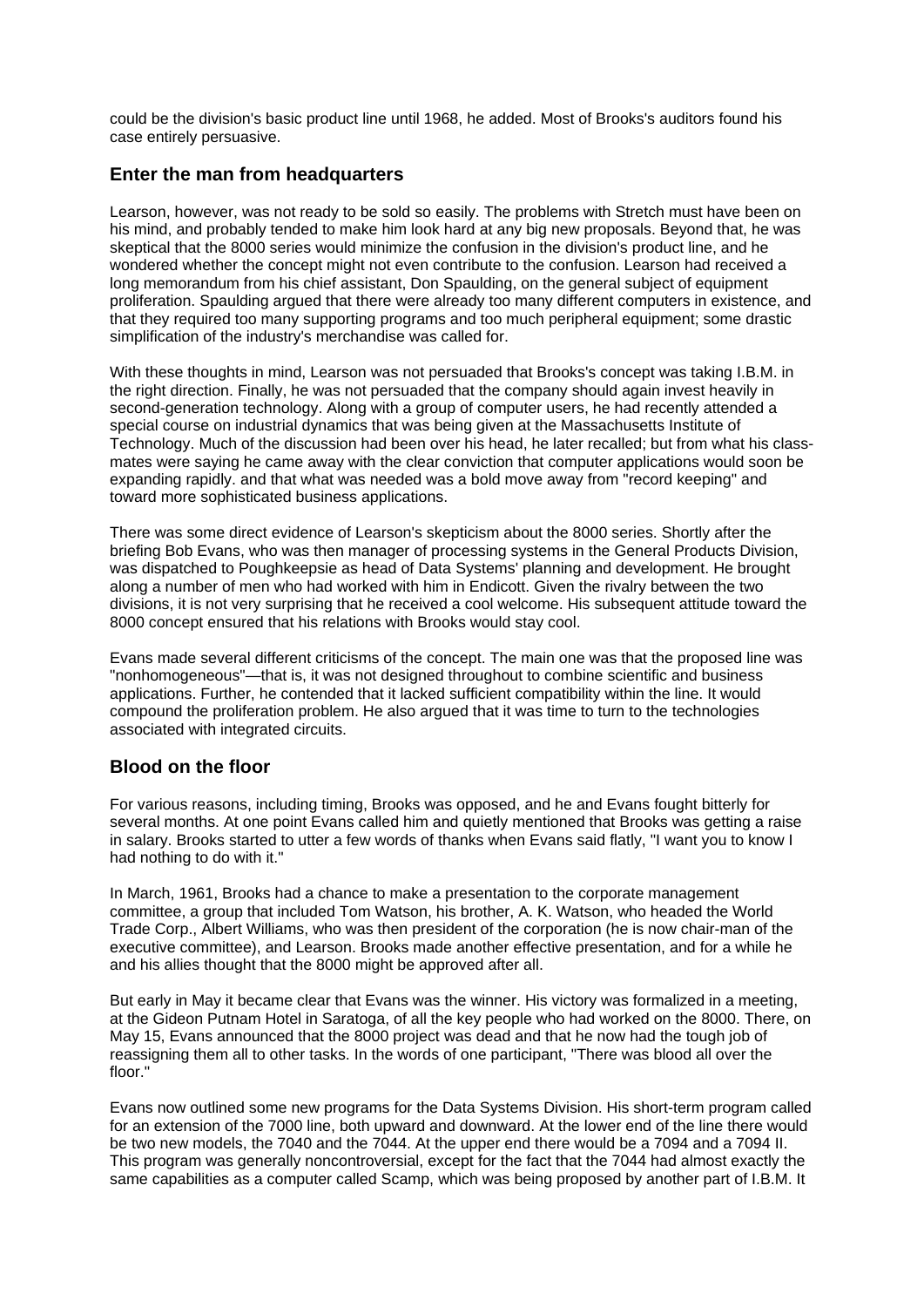could be the division's basic product line until 1968, he added. Most of Brooks's auditors found his case entirely persuasive.

## Enter the man from headquarters

Learson, however, was not ready to be sold so easily. The problems with Stretch must have been on his mind, and probably tended to make him look hard at any big new proposals. Beyond that, he was skeptical that the 8000 series would minimize the confusion in the division's product line, and he wondered whether the concept might not even contribute to the confusion. Learson had received a long memorandum from his chief assistant, Don Spaulding, on the general subject of equipment proliferation. Spaulding argued that there were already too many different computers in existence, and that they required too many supporting programs and too much peripheral equipment; some drastic simplification of the industry's merchandise was called for.

With these thoughts in mind, Learson was not persuaded that Brooks's concept was taking I.B.M. in the right direction. Finally, he was not persuaded that the company should again invest heavily in second-generation technology. Along with a group of computer users, he had recently attended a special course on industrial dynamics that was being given at the Massachusetts Institute of Technology. Much of the discussion had been over his head, he later recalled; but from what his class-mates were saying he came away with the clear conviction that computer applications would soon be expanding rapidly. and that what was needed was a bold move away from "record keeping" and toward more sophisticated business applications.

There was some direct evidence of Learson's skepticism about the 8000 series. Shortly after the briefing Bob Evans, who was then manager of processing systems in the General Products Division, was dispatched to Poughkeepsie as head of Data Systems' planning and development. He brought along a number of men who had worked with him in Endicott. Given the rivalry between the two divisions, it is not very surprising that he received a cool welcome. His subsequent attitude toward the 8000 concept ensured that his relations with Brooks would stay cool.

Evans made several different criticisms of the concept. The main one was that the proposed line was "nonhomogeneous"—that is, it was not designed throughout to combine scientific and business applications. Further, he contended that it lacked sufficient compatibility within the line. It would compound the proliferation problem. He also argued that it was time to turn to the technologies associated with integrated circuits.

## Blood on the floor

For various reasons, including timing, Brooks was opposed, and he and Evans fought bitterly for several months. At one point Evans called him and quietly mentioned that Brooks was getting a raise in salary. Brooks started to utter a few words of thanks when Evans said flatly, "I want you to know I had nothing to do with it."

In March, 1961, Brooks had a chance to make a presentation to the corporate management committee, a group that included Tom Watson, his brother, A. K. Watson, who headed the World Trade Corp., Albert Williams, who was then president of the corporation (he is now chair-man of the executive committee), and Learson. Brooks made another effective presentation, and for a while he and his allies thought that the 8000 might be approved after all.

But early in May it became clear that Evans was the winner. His victory was formalized in a meeting, at the Gideon Putnam Hotel in Saratoga, of all the key people who had worked on the 8000. There, on May 15, Evans announced that the 8000 project was dead and that he now had the tough job of reassigning them all to other tasks. In the words of one participant, "There was blood all over the floor."

Evans now outlined some new programs for the Data Systems Division. His short-term program called for an extension of the 7000 line, both upward and downward. At the lower end of the line there would be two new models, the 7040 and the 7044. At the upper end there would be a 7094 and a 7094 II. This program was generally noncontroversial, except for the fact that the 7044 had almost exactly the same capabilities as a computer called Scamp, which was being proposed by another part of I.B.M. It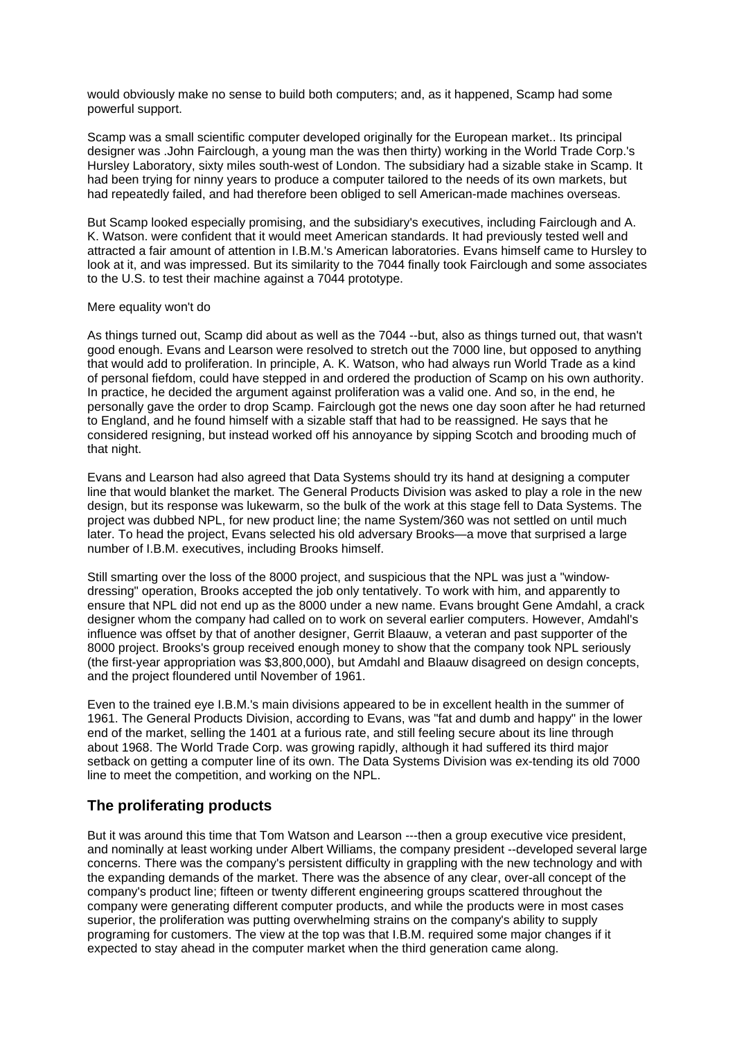would obviously make no sense to build both computers; and, as it happened, Scamp had some powerful support.

Scamp was a small scientific computer developed originally for the European market.. Its principal designer was .John Fairclough, a young man the was then thirty) working in the World Trade Corp.'s Hursley Laboratory, sixty miles south-west of London. The subsidiary had a sizable stake in Scamp. It had been trying for ninny years to produce a computer tailored to the needs of its own markets, but had repeatedly failed, and had therefore been obliged to sell American-made machines overseas.

But Scamp looked especially promising, and the subsidiary's executives, including Fairclough and A. K. Watson. were confident that it would meet American standards. It had previously tested well and attracted a fair amount of attention in I.B.M.'s American laboratories. Evans himself came to Hursley to look at it, and was impressed. But its similarity to the 7044 finally took Fairclough and some associates to the U.S. to test their machine against a 7044 prototype.

Mere equality won't do

As things turned out, Scamp did about as well as the 7044 --but, also as things turned out, that wasn't good enough. Evans and Learson were resolved to stretch out the 7000 line, but opposed to anything that would add to proliferation. In principle, A. K. Watson, who had always run World Trade as a kind of personal fiefdom, could have stepped in and ordered the production of Scamp on his own authority. In practice, he decided the argument against proliferation was a valid one. And so, in the end, he personally gave the order to drop Scamp. Fairclough got the news one day soon after he had returned to England, and he found himself with a sizable staff that had to be reassigned. He says that he considered resigning, but instead worked off his annoyance by sipping Scotch and brooding much of that night.

Evans and Learson had also agreed that Data Systems should try its hand at designing a computer line that would blanket the market. The General Products Division was asked to play a role in the new design, but its response was lukewarm, so the bulk of the work at this stage fell to Data Systems. The project was dubbed NPL, for new product line; the name System/360 was not settled on until much later. To head the project, Evans selected his old adversary Brooks—a move that surprised a large number of I.B.M. executives, including Brooks himself.

Still smarting over the loss of the 8000 project, and suspicious that the NPL was just a "window-dressing" operation, Brooks accepted the job only tentatively. To work with him, and apparently to ensure that NPL did not end up as the 8000 under a new name. Evans brought Gene Amdahl, a crack designer whom the company had called on to work on several earlier computers. However, Amdahl's influence was offset by that of another designer, Gerrit Blaauw, a veteran and past supporter of the 8000 project. Brooks's group received enough money to show that the company took NPL seriously (the first-year appropriation was $3,800,000), but Amdahl and Blaauw disagreed on design concepts, and the project floundered until November of 1961.

Even to the trained eye I.B.M.'s main divisions appeared to be in excellent health in the summer of 1961. The General Products Division, according to Evans, was "fat and dumb and happy" in the lower end of the market, selling the 1401 at a furious rate, and still feeling secure about its line through about 1968. The World Trade Corp. was growing rapidly, although it had suffered its third major setback on getting a computer line of its own. The Data Systems Division was ex-tending its old 7000 line to meet the competition, and working on the NPL.

## The proliferating products

But it was around this time that Tom Watson and Learson ---then a group executive vice president, and nominally at least working under Albert Williams, the company president --developed several large concerns. There was the company's persistent difficulty in grappling with the new technology and with the expanding demands of the market. There was the absence of any clear, over-all concept of the company's product line; fifteen or twenty different engineering groups scattered throughout the company were generating different computer products, and while the products were in most cases superior, the proliferation was putting overwhelming strains on the company's ability to supply programing for customers. The view at the top was that I.B.M. required some major changes if it expected to stay ahead in the computer market when the third generation came along.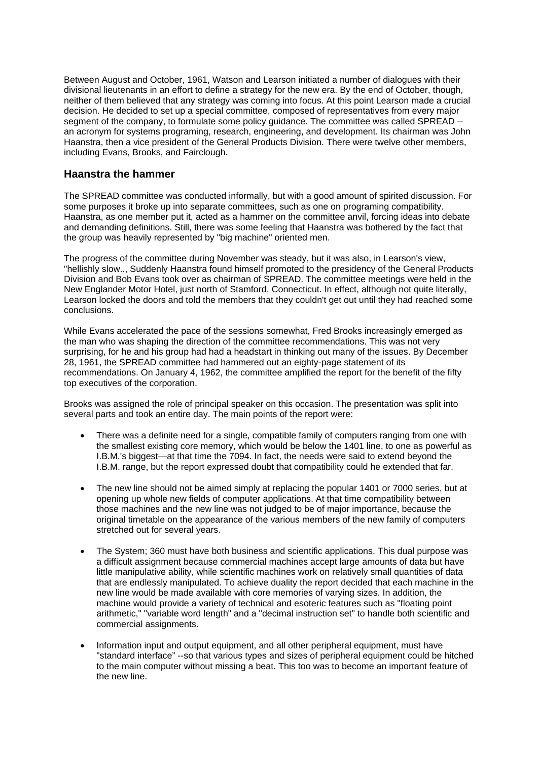Between August and October, 1961, Watson and Learson initiated a number of dialogues with their divisional lieutenants in an effort to define a strategy for the new era. By the end of October, though, neither of them believed that any strategy was coming into focus. At this point Learson made a crucial decision. He decided to set up a special committee, composed of representatives from every major segment of the company, to formulate some policy guidance. The committee was called SPREAD -- an acronym for systems programing, research, engineering, and development. Its chairman was John Haanstra, then a vice president of the General Products Division. There were twelve other members, including Evans, Brooks, and Fairclough.

## Haanstra the hammer

The SPREAD committee was conducted informally, but with a good amount of spirited discussion. For some purposes it broke up into separate committees, such as one on programing compatibility. Haanstra, as one member put it, acted as a hammer on the committee anvil, forcing ideas into debate and demanding definitions. Still, there was some feeling that Haanstra was bothered by the fact that the group was heavily represented by "big machine" oriented men.

The progress of the committee during November was steady, but it was also, in Learson's view, "hellishly slow.., Suddenly Haanstra found himself promoted to the presidency of the General Products Division and Bob Evans took over as chairman of SPREAD. The committee meetings were held in the New Englander Motor Hotel, just north of Stamford, Connecticut. In effect, although not quite literally, Learson locked the doors and told the members that they couldn't get out until they had reached some conclusions.

While Evans accelerated the pace of the sessions somewhat, Fred Brooks increasingly emerged as the man who was shaping the direction of the committee recommendations. This was not very surprising, for he and his group had had a headstart in thinking out many of the issues. By December 28, 1961, the SPREAD committee had hammered out an eighty-page statement of its recommendations. On January 4, 1962, the committee amplified the report for the benefit of the fifty top executives of the corporation.

Brooks was assigned the role of principal speaker on this occasion. The presentation was split into several parts and took an entire day. The main points of the report were:

- There was a definite need for a single, compatible family of computers ranging from one with the smallest existing core memory, which would be below the 1401 line, to one as powerful as I.B.M.'s biggest—at that time the 7094. In fact, the needs were said to extend beyond the I.B.M. range, but the report expressed doubt that compatibility could he extended that far.

- The new line should not be aimed simply at replacing the popular 1401 or 7000 series, but at opening up whole new fields of computer applications. At that time compatibility between those machines and the new line was not judged to be of major importance, because the original timetable on the appearance of the various members of the new family of computers stretched out for several years.

- The System; 360 must have both business and scientific applications. This dual purpose was a difficult assignment because commercial machines accept large amounts of data but have little manipulative ability, while scientific machines work on relatively small quantities of data that are endlessly manipulated. To achieve duality the report decided that each machine in the new line would be made available with core memories of varying sizes. In addition, the machine would provide a variety of technical and esoteric features such as "floating point arithmetic," "variable word length" and a "decimal instruction set" to handle both scientific and commercial assignments.

- Information input and output equipment, and all other peripheral equipment, must have "standard interface" --so that various types and sizes of peripheral equipment could be hitched to the main computer without missing a beat. This too was to become an important feature of the new line.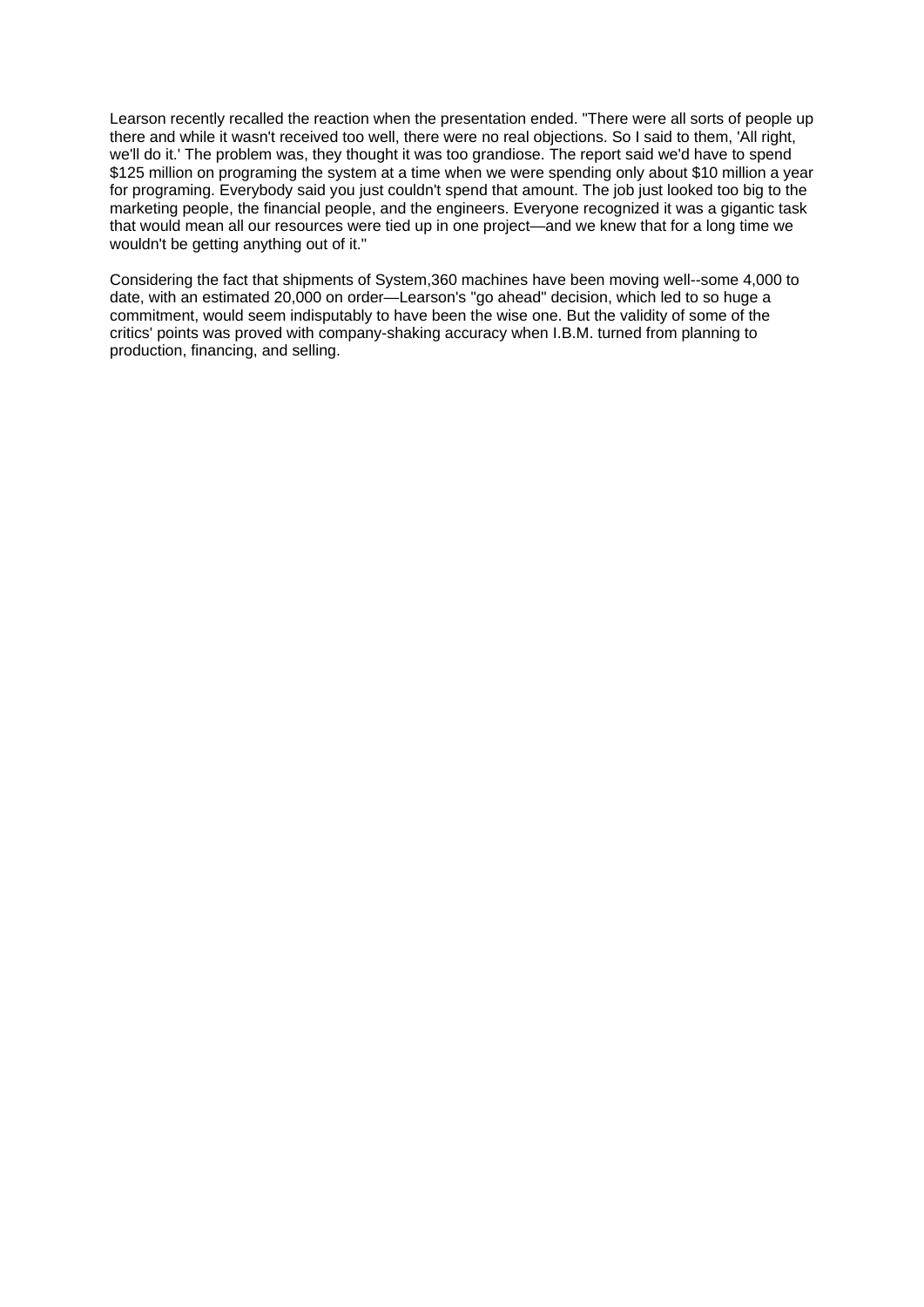Learson recently recalled the reaction when the presentation ended. "There were all sorts of people up there and while it wasn't received too well, there were no real objections. So I said to them, 'All right, we'll do it.' The problem was, they thought it was too grandiose. The report said we'd have to spend $125 million on programing the system at a time when we were spending only about $10 million a year for programing. Everybody said you just couldn't spend that amount. The job just looked too big to the marketing people, the financial people, and the engineers. Everyone recognized it was a gigantic task that would mean all our resources were tied up in one project—and we knew that for a long time we wouldn't be getting anything out of it."

Considering the fact that shipments of System,360 machines have been moving well--some 4,000 to date, with an estimated 20,000 on order—Learson's "go ahead" decision, which led to so huge a commitment, would seem indisputably to have been the wise one. But the validity of some of the critics' points was proved with company-shaking accuracy when I.B.M. turned from planning to production, financing, and selling.